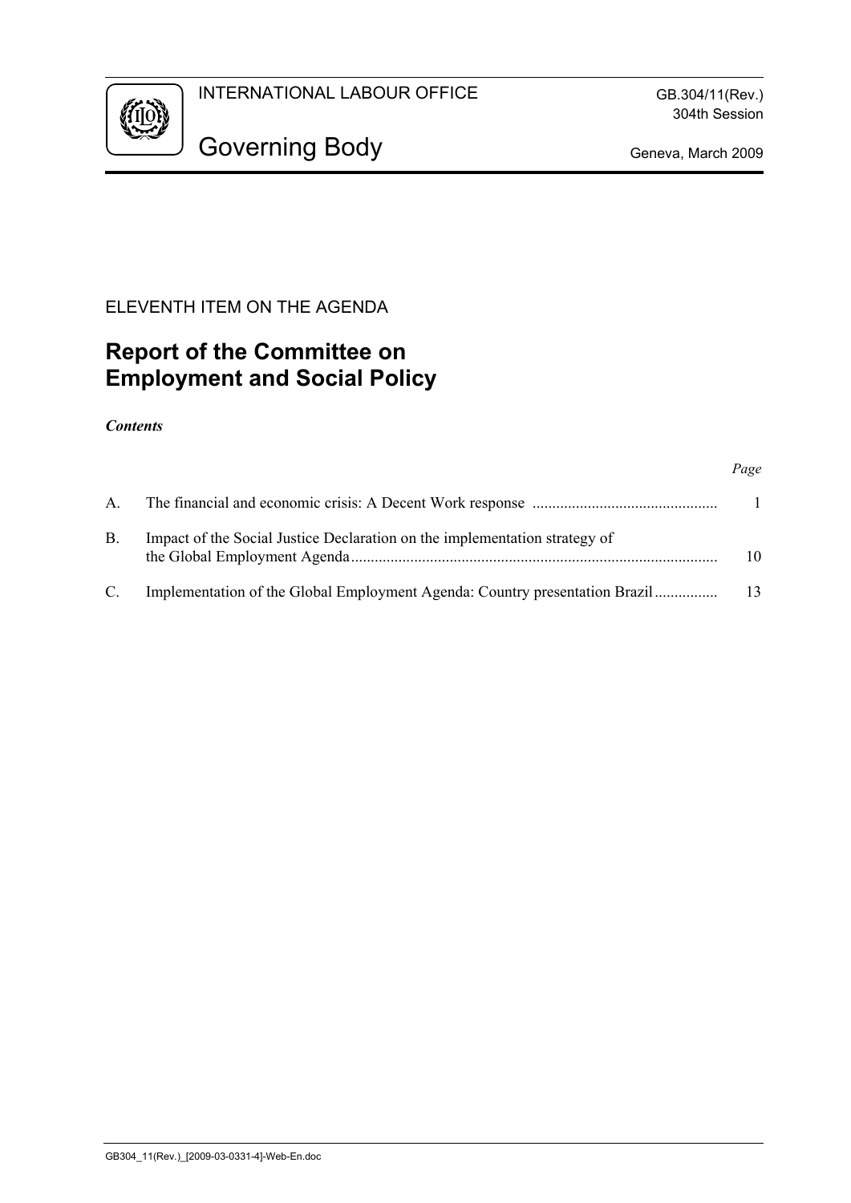INTERNATIONAL LABOUR OFFICE

GB.304/11(Rev.)
304th Session

# Governing Body

Geneva, March 2009

ELEVENTH ITEM ON THE AGENDA

## Report of the Committee on Employment and Social Policy

***Contents***

| | | *Page* |
|---|---|---|
| A. | The financial and economic crisis: A Decent Work response | 1 |
| B. | Impact of the Social Justice Declaration on the implementation strategy of the Global Employment Agenda | 10 |
| C. | Implementation of the Global Employment Agenda: Country presentation Brazil | 13 |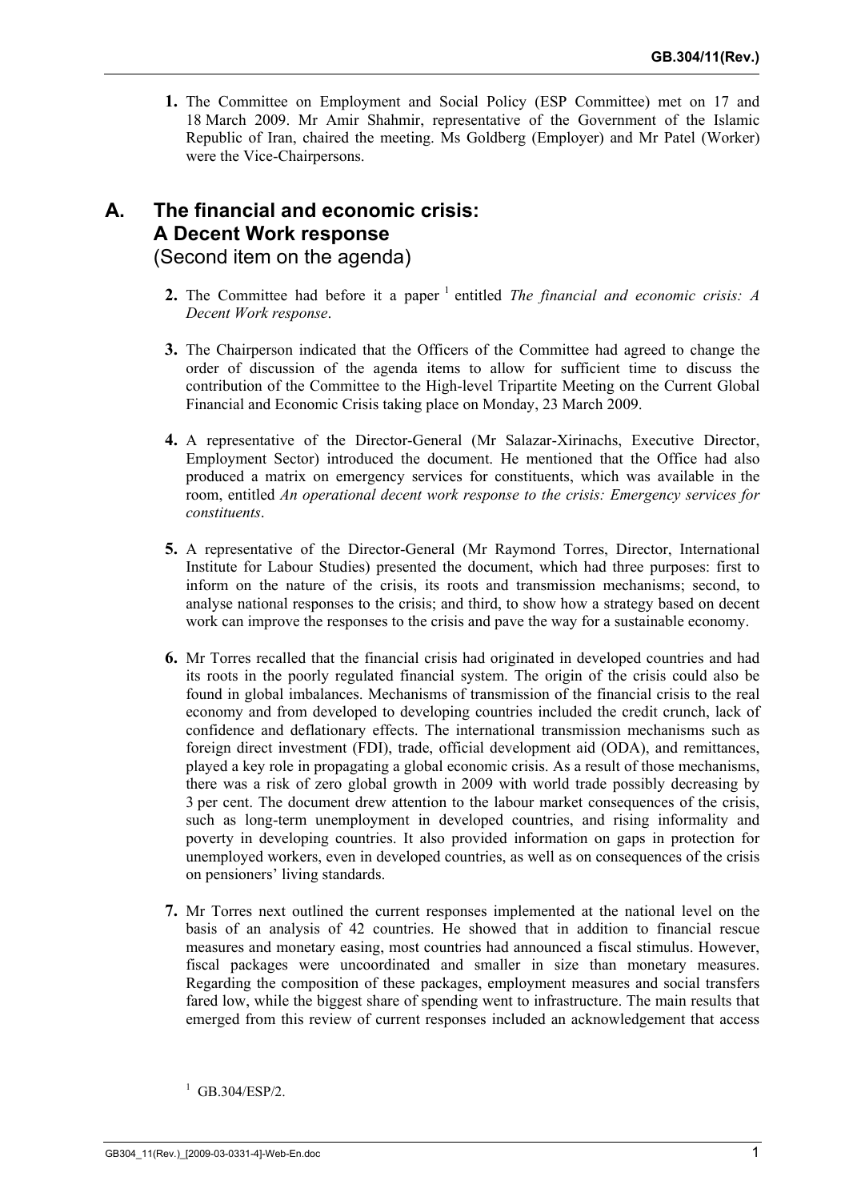1. The Committee on Employment and Social Policy (ESP Committee) met on 17 and 18 March 2009. Mr Amir Shahmir, representative of the Government of the Islamic Republic of Iran, chaired the meeting. Ms Goldberg (Employer) and Mr Patel (Worker) were the Vice-Chairpersons.

## A. The financial and economic crisis: A Decent Work response
(Second item on the agenda)

2. The Committee had before it a paper [1] entitled *The financial and economic crisis: A Decent Work response*.

3. The Chairperson indicated that the Officers of the Committee had agreed to change the order of discussion of the agenda items to allow for sufficient time to discuss the contribution of the Committee to the High-level Tripartite Meeting on the Current Global Financial and Economic Crisis taking place on Monday, 23 March 2009.

4. A representative of the Director-General (Mr Salazar-Xirinachs, Executive Director, Employment Sector) introduced the document. He mentioned that the Office had also produced a matrix on emergency services for constituents, which was available in the room, entitled *An operational decent work response to the crisis: Emergency services for constituents*.

5. A representative of the Director-General (Mr Raymond Torres, Director, International Institute for Labour Studies) presented the document, which had three purposes: first to inform on the nature of the crisis, its roots and transmission mechanisms; second, to analyse national responses to the crisis; and third, to show how a strategy based on decent work can improve the responses to the crisis and pave the way for a sustainable economy.

6. Mr Torres recalled that the financial crisis had originated in developed countries and had its roots in the poorly regulated financial system. The origin of the crisis could also be found in global imbalances. Mechanisms of transmission of the financial crisis to the real economy and from developed to developing countries included the credit crunch, lack of confidence and deflationary effects. The international transmission mechanisms such as foreign direct investment (FDI), trade, official development aid (ODA), and remittances, played a key role in propagating a global economic crisis. As a result of those mechanisms, there was a risk of zero global growth in 2009 with world trade possibly decreasing by 3 per cent. The document drew attention to the labour market consequences of the crisis, such as long-term unemployment in developed countries, and rising informality and poverty in developing countries. It also provided information on gaps in protection for unemployed workers, even in developed countries, as well as on consequences of the crisis on pensioners' living standards.

7. Mr Torres next outlined the current responses implemented at the national level on the basis of an analysis of 42 countries. He showed that in addition to financial rescue measures and monetary easing, most countries had announced a fiscal stimulus. However, fiscal packages were uncoordinated and smaller in size than monetary measures. Regarding the composition of these packages, employment measures and social transfers fared low, while the biggest share of spending went to infrastructure. The main results that emerged from this review of current responses included an acknowledgement that access

[1] GB.304/ESP/2.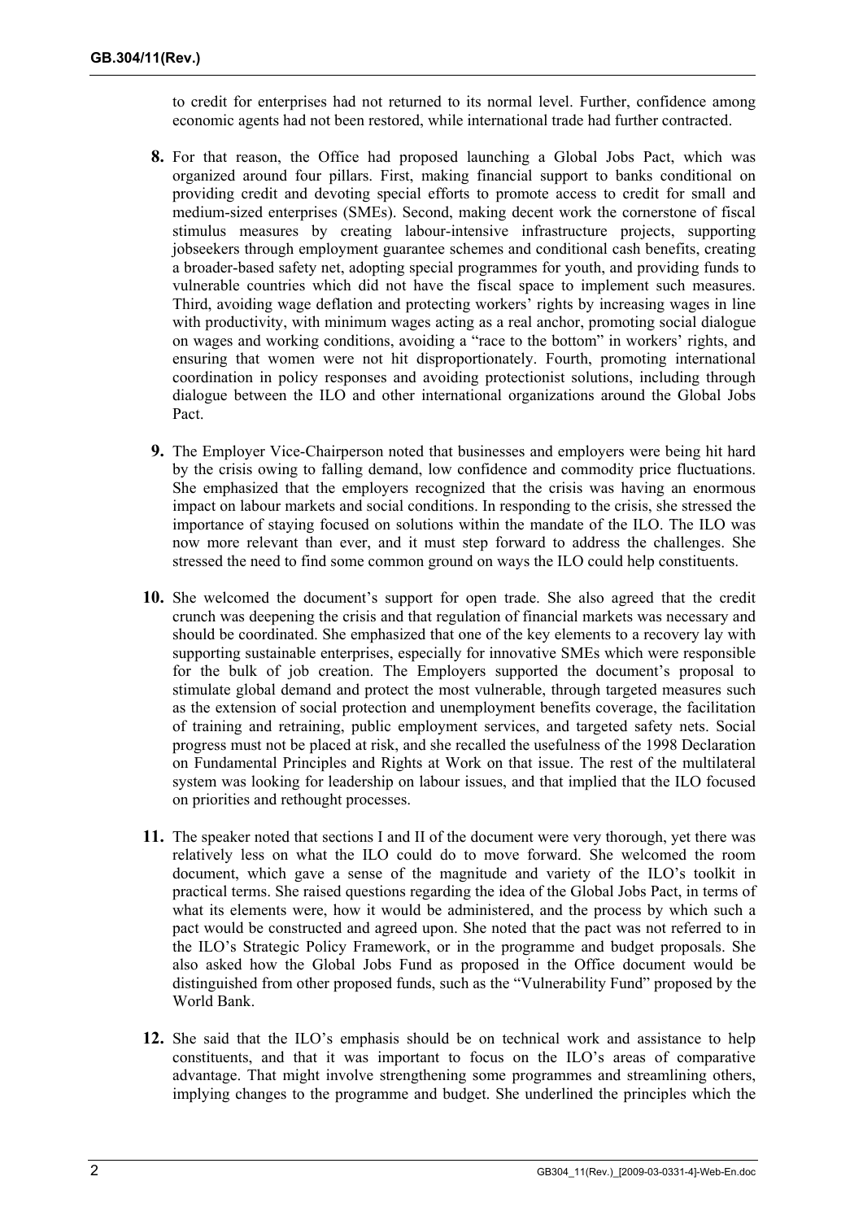to credit for enterprises had not returned to its normal level. Further, confidence among economic agents had not been restored, while international trade had further contracted.

**8.** For that reason, the Office had proposed launching a Global Jobs Pact, which was organized around four pillars. First, making financial support to banks conditional on providing credit and devoting special efforts to promote access to credit for small and medium-sized enterprises (SMEs). Second, making decent work the cornerstone of fiscal stimulus measures by creating labour-intensive infrastructure projects, supporting jobseekers through employment guarantee schemes and conditional cash benefits, creating a broader-based safety net, adopting special programmes for youth, and providing funds to vulnerable countries which did not have the fiscal space to implement such measures. Third, avoiding wage deflation and protecting workers' rights by increasing wages in line with productivity, with minimum wages acting as a real anchor, promoting social dialogue on wages and working conditions, avoiding a "race to the bottom" in workers' rights, and ensuring that women were not hit disproportionately. Fourth, promoting international coordination in policy responses and avoiding protectionist solutions, including through dialogue between the ILO and other international organizations around the Global Jobs Pact.

**9.** The Employer Vice-Chairperson noted that businesses and employers were being hit hard by the crisis owing to falling demand, low confidence and commodity price fluctuations. She emphasized that the employers recognized that the crisis was having an enormous impact on labour markets and social conditions. In responding to the crisis, she stressed the importance of staying focused on solutions within the mandate of the ILO. The ILO was now more relevant than ever, and it must step forward to address the challenges. She stressed the need to find some common ground on ways the ILO could help constituents.

**10.** She welcomed the document's support for open trade. She also agreed that the credit crunch was deepening the crisis and that regulation of financial markets was necessary and should be coordinated. She emphasized that one of the key elements to a recovery lay with supporting sustainable enterprises, especially for innovative SMEs which were responsible for the bulk of job creation. The Employers supported the document's proposal to stimulate global demand and protect the most vulnerable, through targeted measures such as the extension of social protection and unemployment benefits coverage, the facilitation of training and retraining, public employment services, and targeted safety nets. Social progress must not be placed at risk, and she recalled the usefulness of the 1998 Declaration on Fundamental Principles and Rights at Work on that issue. The rest of the multilateral system was looking for leadership on labour issues, and that implied that the ILO focused on priorities and rethought processes.

**11.** The speaker noted that sections I and II of the document were very thorough, yet there was relatively less on what the ILO could do to move forward. She welcomed the room document, which gave a sense of the magnitude and variety of the ILO's toolkit in practical terms. She raised questions regarding the idea of the Global Jobs Pact, in terms of what its elements were, how it would be administered, and the process by which such a pact would be constructed and agreed upon. She noted that the pact was not referred to in the ILO's Strategic Policy Framework, or in the programme and budget proposals. She also asked how the Global Jobs Fund as proposed in the Office document would be distinguished from other proposed funds, such as the "Vulnerability Fund" proposed by the World Bank.

**12.** She said that the ILO's emphasis should be on technical work and assistance to help constituents, and that it was important to focus on the ILO's areas of comparative advantage. That might involve strengthening some programmes and streamlining others, implying changes to the programme and budget. She underlined the principles which the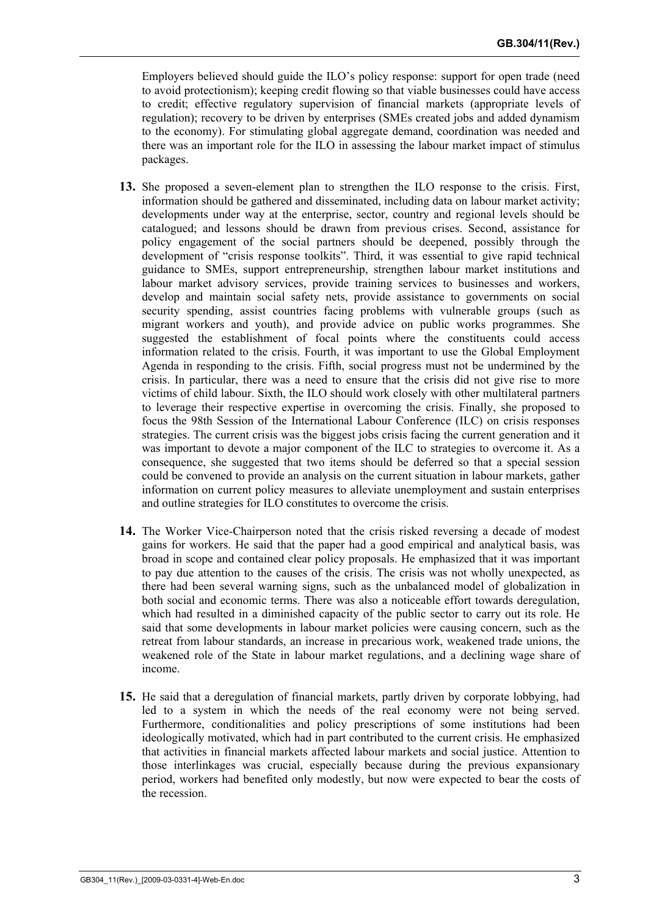Employers believed should guide the ILO's policy response: support for open trade (need to avoid protectionism); keeping credit flowing so that viable businesses could have access to credit; effective regulatory supervision of financial markets (appropriate levels of regulation); recovery to be driven by enterprises (SMEs created jobs and added dynamism to the economy). For stimulating global aggregate demand, coordination was needed and there was an important role for the ILO in assessing the labour market impact of stimulus packages.

**13.** She proposed a seven-element plan to strengthen the ILO response to the crisis. First, information should be gathered and disseminated, including data on labour market activity; developments under way at the enterprise, sector, country and regional levels should be catalogued; and lessons should be drawn from previous crises. Second, assistance for policy engagement of the social partners should be deepened, possibly through the development of "crisis response toolkits". Third, it was essential to give rapid technical guidance to SMEs, support entrepreneurship, strengthen labour market institutions and labour market advisory services, provide training services to businesses and workers, develop and maintain social safety nets, provide assistance to governments on social security spending, assist countries facing problems with vulnerable groups (such as migrant workers and youth), and provide advice on public works programmes. She suggested the establishment of focal points where the constituents could access information related to the crisis. Fourth, it was important to use the Global Employment Agenda in responding to the crisis. Fifth, social progress must not be undermined by the crisis. In particular, there was a need to ensure that the crisis did not give rise to more victims of child labour. Sixth, the ILO should work closely with other multilateral partners to leverage their respective expertise in overcoming the crisis. Finally, she proposed to focus the 98th Session of the International Labour Conference (ILC) on crisis responses strategies. The current crisis was the biggest jobs crisis facing the current generation and it was important to devote a major component of the ILC to strategies to overcome it. As a consequence, she suggested that two items should be deferred so that a special session could be convened to provide an analysis on the current situation in labour markets, gather information on current policy measures to alleviate unemployment and sustain enterprises and outline strategies for ILO constitutes to overcome the crisis.

**14.** The Worker Vice-Chairperson noted that the crisis risked reversing a decade of modest gains for workers. He said that the paper had a good empirical and analytical basis, was broad in scope and contained clear policy proposals. He emphasized that it was important to pay due attention to the causes of the crisis. The crisis was not wholly unexpected, as there had been several warning signs, such as the unbalanced model of globalization in both social and economic terms. There was also a noticeable effort towards deregulation, which had resulted in a diminished capacity of the public sector to carry out its role. He said that some developments in labour market policies were causing concern, such as the retreat from labour standards, an increase in precarious work, weakened trade unions, the weakened role of the State in labour market regulations, and a declining wage share of income.

**15.** He said that a deregulation of financial markets, partly driven by corporate lobbying, had led to a system in which the needs of the real economy were not being served. Furthermore, conditionalities and policy prescriptions of some institutions had been ideologically motivated, which had in part contributed to the current crisis. He emphasized that activities in financial markets affected labour markets and social justice. Attention to those interlinkages was crucial, especially because during the previous expansionary period, workers had benefited only modestly, but now were expected to bear the costs of the recession.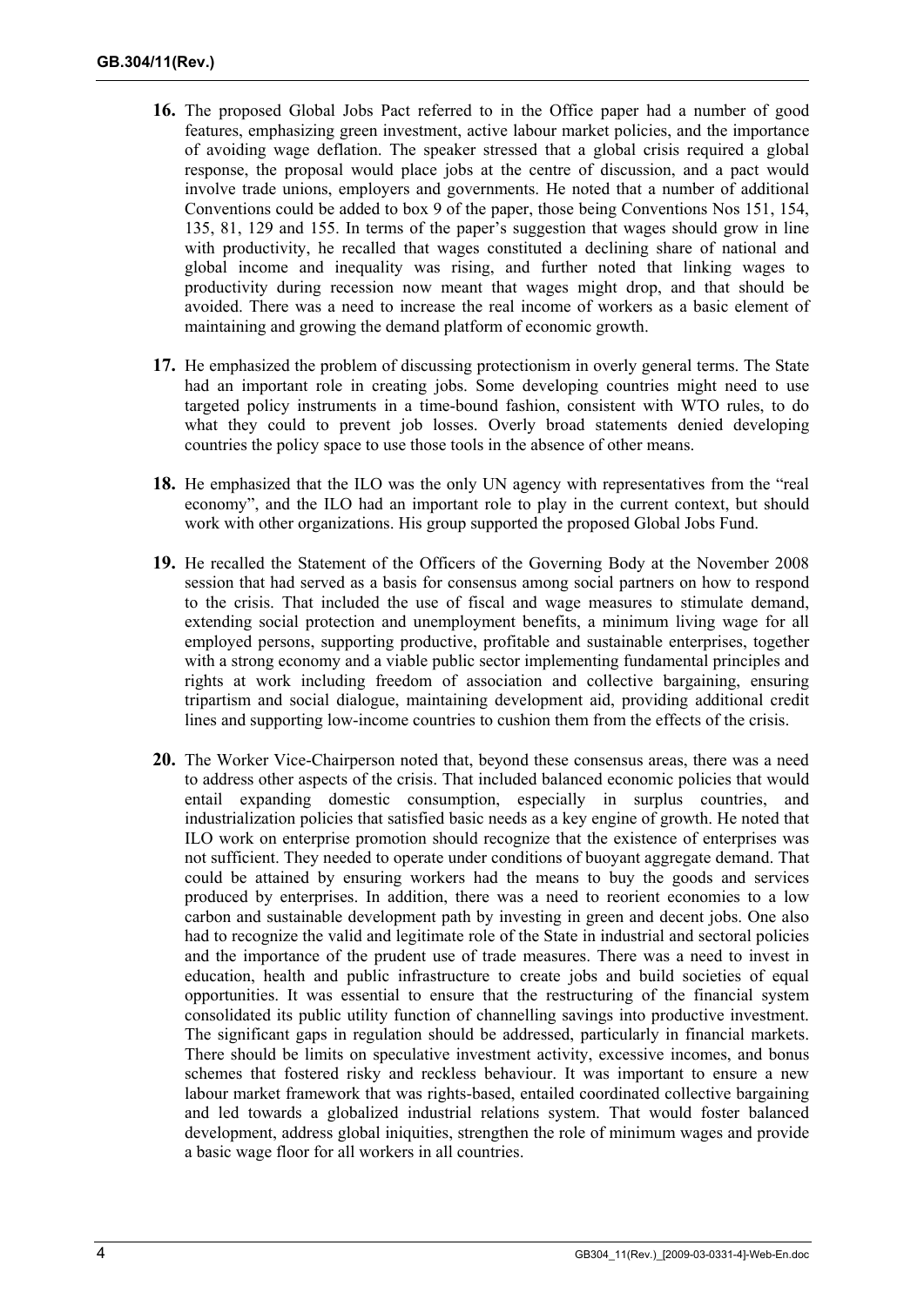**16.** The proposed Global Jobs Pact referred to in the Office paper had a number of good features, emphasizing green investment, active labour market policies, and the importance of avoiding wage deflation. The speaker stressed that a global crisis required a global response, the proposal would place jobs at the centre of discussion, and a pact would involve trade unions, employers and governments. He noted that a number of additional Conventions could be added to box 9 of the paper, those being Conventions Nos 151, 154, 135, 81, 129 and 155. In terms of the paper's suggestion that wages should grow in line with productivity, he recalled that wages constituted a declining share of national and global income and inequality was rising, and further noted that linking wages to productivity during recession now meant that wages might drop, and that should be avoided. There was a need to increase the real income of workers as a basic element of maintaining and growing the demand platform of economic growth.

**17.** He emphasized the problem of discussing protectionism in overly general terms. The State had an important role in creating jobs. Some developing countries might need to use targeted policy instruments in a time-bound fashion, consistent with WTO rules, to do what they could to prevent job losses. Overly broad statements denied developing countries the policy space to use those tools in the absence of other means.

**18.** He emphasized that the ILO was the only UN agency with representatives from the "real economy", and the ILO had an important role to play in the current context, but should work with other organizations. His group supported the proposed Global Jobs Fund.

**19.** He recalled the Statement of the Officers of the Governing Body at the November 2008 session that had served as a basis for consensus among social partners on how to respond to the crisis. That included the use of fiscal and wage measures to stimulate demand, extending social protection and unemployment benefits, a minimum living wage for all employed persons, supporting productive, profitable and sustainable enterprises, together with a strong economy and a viable public sector implementing fundamental principles and rights at work including freedom of association and collective bargaining, ensuring tripartism and social dialogue, maintaining development aid, providing additional credit lines and supporting low-income countries to cushion them from the effects of the crisis.

**20.** The Worker Vice-Chairperson noted that, beyond these consensus areas, there was a need to address other aspects of the crisis. That included balanced economic policies that would entail expanding domestic consumption, especially in surplus countries, and industrialization policies that satisfied basic needs as a key engine of growth. He noted that ILO work on enterprise promotion should recognize that the existence of enterprises was not sufficient. They needed to operate under conditions of buoyant aggregate demand. That could be attained by ensuring workers had the means to buy the goods and services produced by enterprises. In addition, there was a need to reorient economies to a low carbon and sustainable development path by investing in green and decent jobs. One also had to recognize the valid and legitimate role of the State in industrial and sectoral policies and the importance of the prudent use of trade measures. There was a need to invest in education, health and public infrastructure to create jobs and build societies of equal opportunities. It was essential to ensure that the restructuring of the financial system consolidated its public utility function of channelling savings into productive investment. The significant gaps in regulation should be addressed, particularly in financial markets. There should be limits on speculative investment activity, excessive incomes, and bonus schemes that fostered risky and reckless behaviour. It was important to ensure a new labour market framework that was rights-based, entailed coordinated collective bargaining and led towards a globalized industrial relations system. That would foster balanced development, address global iniquities, strengthen the role of minimum wages and provide a basic wage floor for all workers in all countries.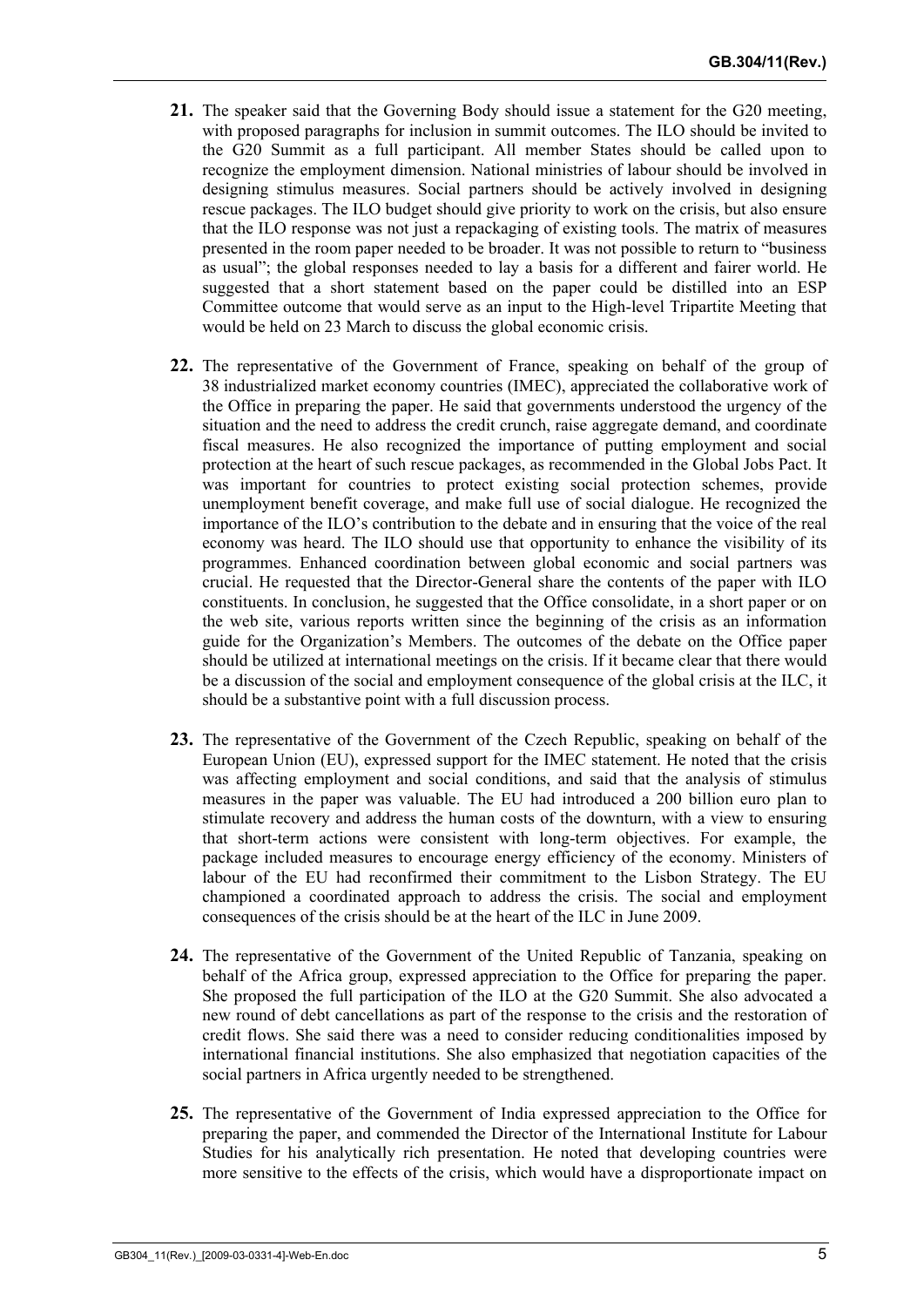**21.** The speaker said that the Governing Body should issue a statement for the G20 meeting, with proposed paragraphs for inclusion in summit outcomes. The ILO should be invited to the G20 Summit as a full participant. All member States should be called upon to recognize the employment dimension. National ministries of labour should be involved in designing stimulus measures. Social partners should be actively involved in designing rescue packages. The ILO budget should give priority to work on the crisis, but also ensure that the ILO response was not just a repackaging of existing tools. The matrix of measures presented in the room paper needed to be broader. It was not possible to return to "business as usual"; the global responses needed to lay a basis for a different and fairer world. He suggested that a short statement based on the paper could be distilled into an ESP Committee outcome that would serve as an input to the High-level Tripartite Meeting that would be held on 23 March to discuss the global economic crisis.

**22.** The representative of the Government of France, speaking on behalf of the group of 38 industrialized market economy countries (IMEC), appreciated the collaborative work of the Office in preparing the paper. He said that governments understood the urgency of the situation and the need to address the credit crunch, raise aggregate demand, and coordinate fiscal measures. He also recognized the importance of putting employment and social protection at the heart of such rescue packages, as recommended in the Global Jobs Pact. It was important for countries to protect existing social protection schemes, provide unemployment benefit coverage, and make full use of social dialogue. He recognized the importance of the ILO's contribution to the debate and in ensuring that the voice of the real economy was heard. The ILO should use that opportunity to enhance the visibility of its programmes. Enhanced coordination between global economic and social partners was crucial. He requested that the Director-General share the contents of the paper with ILO constituents. In conclusion, he suggested that the Office consolidate, in a short paper or on the web site, various reports written since the beginning of the crisis as an information guide for the Organization's Members. The outcomes of the debate on the Office paper should be utilized at international meetings on the crisis. If it became clear that there would be a discussion of the social and employment consequence of the global crisis at the ILC, it should be a substantive point with a full discussion process.

**23.** The representative of the Government of the Czech Republic, speaking on behalf of the European Union (EU), expressed support for the IMEC statement. He noted that the crisis was affecting employment and social conditions, and said that the analysis of stimulus measures in the paper was valuable. The EU had introduced a 200 billion euro plan to stimulate recovery and address the human costs of the downturn, with a view to ensuring that short-term actions were consistent with long-term objectives. For example, the package included measures to encourage energy efficiency of the economy. Ministers of labour of the EU had reconfirmed their commitment to the Lisbon Strategy. The EU championed a coordinated approach to address the crisis. The social and employment consequences of the crisis should be at the heart of the ILC in June 2009.

**24.** The representative of the Government of the United Republic of Tanzania, speaking on behalf of the Africa group, expressed appreciation to the Office for preparing the paper. She proposed the full participation of the ILO at the G20 Summit. She also advocated a new round of debt cancellations as part of the response to the crisis and the restoration of credit flows. She said there was a need to consider reducing conditionalities imposed by international financial institutions. She also emphasized that negotiation capacities of the social partners in Africa urgently needed to be strengthened.

**25.** The representative of the Government of India expressed appreciation to the Office for preparing the paper, and commended the Director of the International Institute for Labour Studies for his analytically rich presentation. He noted that developing countries were more sensitive to the effects of the crisis, which would have a disproportionate impact on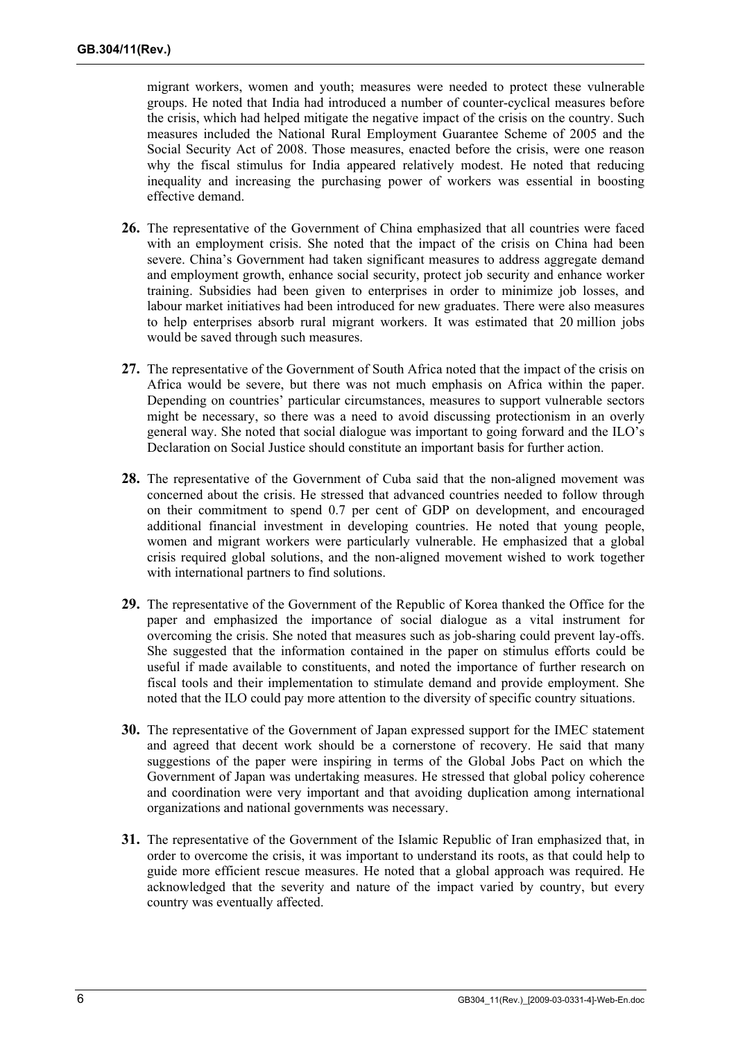migrant workers, women and youth; measures were needed to protect these vulnerable groups. He noted that India had introduced a number of counter-cyclical measures before the crisis, which had helped mitigate the negative impact of the crisis on the country. Such measures included the National Rural Employment Guarantee Scheme of 2005 and the Social Security Act of 2008. Those measures, enacted before the crisis, were one reason why the fiscal stimulus for India appeared relatively modest. He noted that reducing inequality and increasing the purchasing power of workers was essential in boosting effective demand.

**26.** The representative of the Government of China emphasized that all countries were faced with an employment crisis. She noted that the impact of the crisis on China had been severe. China's Government had taken significant measures to address aggregate demand and employment growth, enhance social security, protect job security and enhance worker training. Subsidies had been given to enterprises in order to minimize job losses, and labour market initiatives had been introduced for new graduates. There were also measures to help enterprises absorb rural migrant workers. It was estimated that 20 million jobs would be saved through such measures.

**27.** The representative of the Government of South Africa noted that the impact of the crisis on Africa would be severe, but there was not much emphasis on Africa within the paper. Depending on countries' particular circumstances, measures to support vulnerable sectors might be necessary, so there was a need to avoid discussing protectionism in an overly general way. She noted that social dialogue was important to going forward and the ILO's Declaration on Social Justice should constitute an important basis for further action.

**28.** The representative of the Government of Cuba said that the non-aligned movement was concerned about the crisis. He stressed that advanced countries needed to follow through on their commitment to spend 0.7 per cent of GDP on development, and encouraged additional financial investment in developing countries. He noted that young people, women and migrant workers were particularly vulnerable. He emphasized that a global crisis required global solutions, and the non-aligned movement wished to work together with international partners to find solutions.

**29.** The representative of the Government of the Republic of Korea thanked the Office for the paper and emphasized the importance of social dialogue as a vital instrument for overcoming the crisis. She noted that measures such as job-sharing could prevent lay-offs. She suggested that the information contained in the paper on stimulus efforts could be useful if made available to constituents, and noted the importance of further research on fiscal tools and their implementation to stimulate demand and provide employment. She noted that the ILO could pay more attention to the diversity of specific country situations.

**30.** The representative of the Government of Japan expressed support for the IMEC statement and agreed that decent work should be a cornerstone of recovery. He said that many suggestions of the paper were inspiring in terms of the Global Jobs Pact on which the Government of Japan was undertaking measures. He stressed that global policy coherence and coordination were very important and that avoiding duplication among international organizations and national governments was necessary.

**31.** The representative of the Government of the Islamic Republic of Iran emphasized that, in order to overcome the crisis, it was important to understand its roots, as that could help to guide more efficient rescue measures. He noted that a global approach was required. He acknowledged that the severity and nature of the impact varied by country, but every country was eventually affected.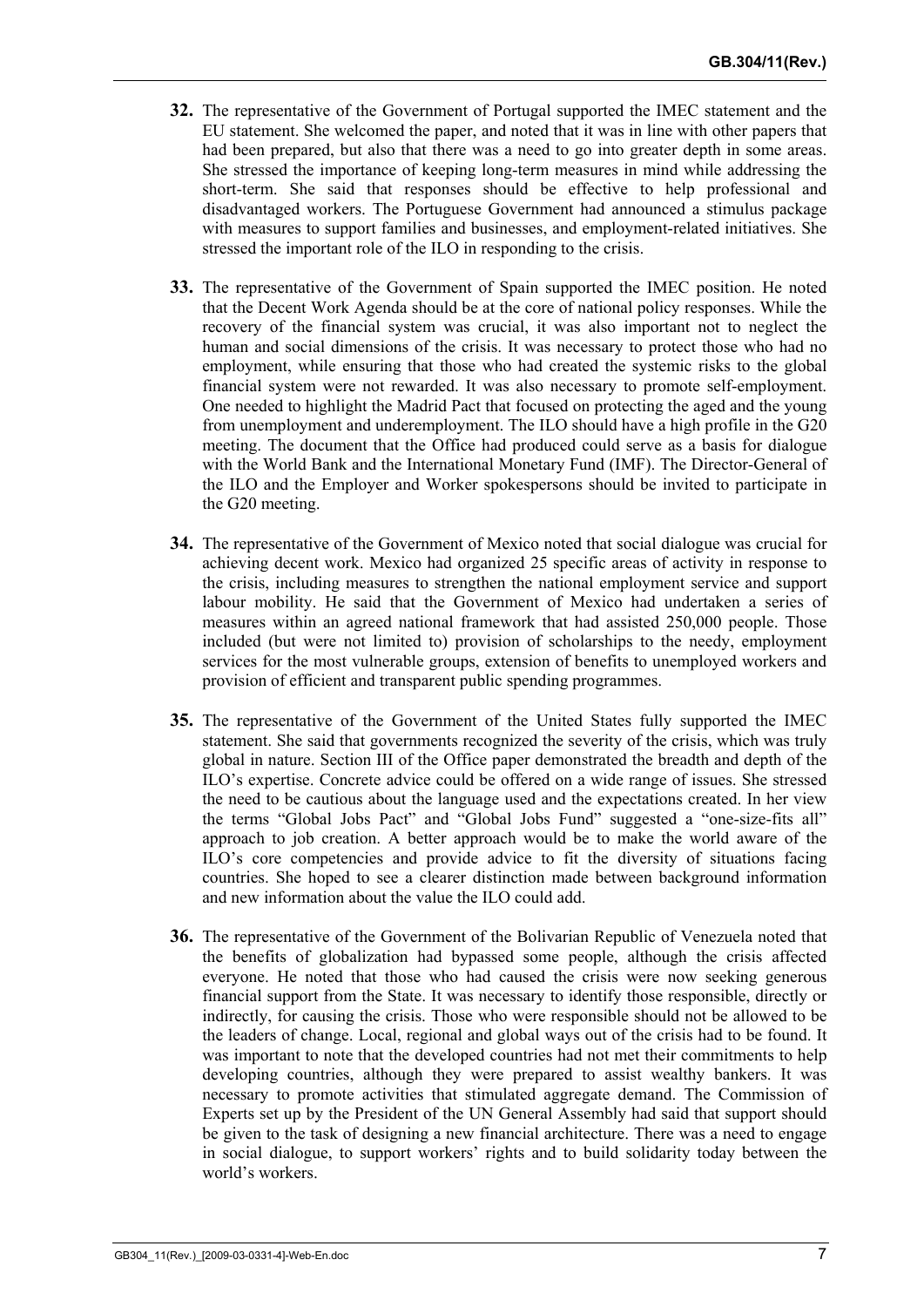**32.** The representative of the Government of Portugal supported the IMEC statement and the EU statement. She welcomed the paper, and noted that it was in line with other papers that had been prepared, but also that there was a need to go into greater depth in some areas. She stressed the importance of keeping long-term measures in mind while addressing the short-term. She said that responses should be effective to help professional and disadvantaged workers. The Portuguese Government had announced a stimulus package with measures to support families and businesses, and employment-related initiatives. She stressed the important role of the ILO in responding to the crisis.

**33.** The representative of the Government of Spain supported the IMEC position. He noted that the Decent Work Agenda should be at the core of national policy responses. While the recovery of the financial system was crucial, it was also important not to neglect the human and social dimensions of the crisis. It was necessary to protect those who had no employment, while ensuring that those who had created the systemic risks to the global financial system were not rewarded. It was also necessary to promote self-employment. One needed to highlight the Madrid Pact that focused on protecting the aged and the young from unemployment and underemployment. The ILO should have a high profile in the G20 meeting. The document that the Office had produced could serve as a basis for dialogue with the World Bank and the International Monetary Fund (IMF). The Director-General of the ILO and the Employer and Worker spokespersons should be invited to participate in the G20 meeting.

**34.** The representative of the Government of Mexico noted that social dialogue was crucial for achieving decent work. Mexico had organized 25 specific areas of activity in response to the crisis, including measures to strengthen the national employment service and support labour mobility. He said that the Government of Mexico had undertaken a series of measures within an agreed national framework that had assisted 250,000 people. Those included (but were not limited to) provision of scholarships to the needy, employment services for the most vulnerable groups, extension of benefits to unemployed workers and provision of efficient and transparent public spending programmes.

**35.** The representative of the Government of the United States fully supported the IMEC statement. She said that governments recognized the severity of the crisis, which was truly global in nature. Section III of the Office paper demonstrated the breadth and depth of the ILO's expertise. Concrete advice could be offered on a wide range of issues. She stressed the need to be cautious about the language used and the expectations created. In her view the terms "Global Jobs Pact" and "Global Jobs Fund" suggested a "one-size-fits all" approach to job creation. A better approach would be to make the world aware of the ILO's core competencies and provide advice to fit the diversity of situations facing countries. She hoped to see a clearer distinction made between background information and new information about the value the ILO could add.

**36.** The representative of the Government of the Bolivarian Republic of Venezuela noted that the benefits of globalization had bypassed some people, although the crisis affected everyone. He noted that those who had caused the crisis were now seeking generous financial support from the State. It was necessary to identify those responsible, directly or indirectly, for causing the crisis. Those who were responsible should not be allowed to be the leaders of change. Local, regional and global ways out of the crisis had to be found. It was important to note that the developed countries had not met their commitments to help developing countries, although they were prepared to assist wealthy bankers. It was necessary to promote activities that stimulated aggregate demand. The Commission of Experts set up by the President of the UN General Assembly had said that support should be given to the task of designing a new financial architecture. There was a need to engage in social dialogue, to support workers' rights and to build solidarity today between the world's workers.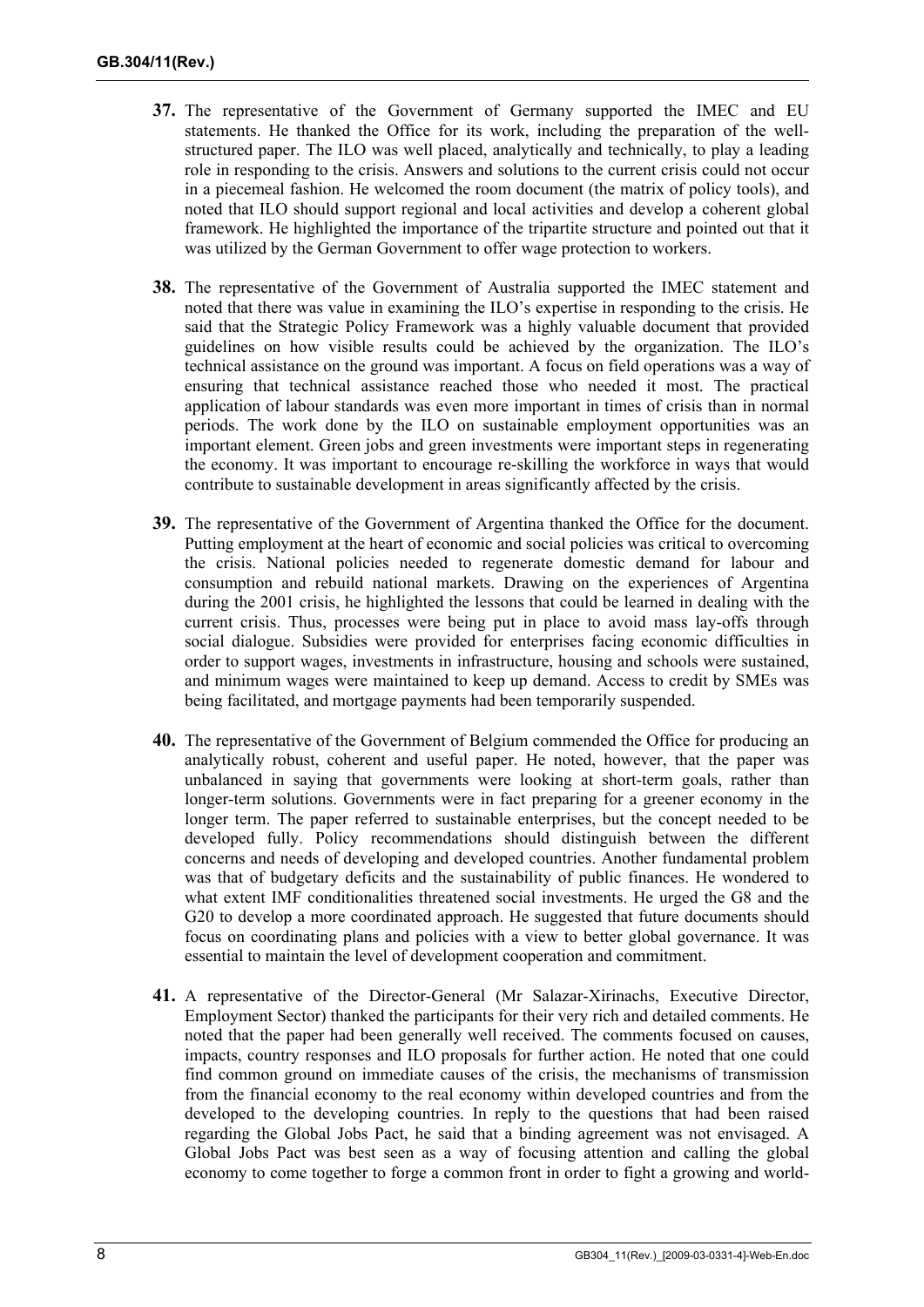**37.** The representative of the Government of Germany supported the IMEC and EU statements. He thanked the Office for its work, including the preparation of the well-structured paper. The ILO was well placed, analytically and technically, to play a leading role in responding to the crisis. Answers and solutions to the current crisis could not occur in a piecemeal fashion. He welcomed the room document (the matrix of policy tools), and noted that ILO should support regional and local activities and develop a coherent global framework. He highlighted the importance of the tripartite structure and pointed out that it was utilized by the German Government to offer wage protection to workers.

**38.** The representative of the Government of Australia supported the IMEC statement and noted that there was value in examining the ILO's expertise in responding to the crisis. He said that the Strategic Policy Framework was a highly valuable document that provided guidelines on how visible results could be achieved by the organization. The ILO's technical assistance on the ground was important. A focus on field operations was a way of ensuring that technical assistance reached those who needed it most. The practical application of labour standards was even more important in times of crisis than in normal periods. The work done by the ILO on sustainable employment opportunities was an important element. Green jobs and green investments were important steps in regenerating the economy. It was important to encourage re-skilling the workforce in ways that would contribute to sustainable development in areas significantly affected by the crisis.

**39.** The representative of the Government of Argentina thanked the Office for the document. Putting employment at the heart of economic and social policies was critical to overcoming the crisis. National policies needed to regenerate domestic demand for labour and consumption and rebuild national markets. Drawing on the experiences of Argentina during the 2001 crisis, he highlighted the lessons that could be learned in dealing with the current crisis. Thus, processes were being put in place to avoid mass lay-offs through social dialogue. Subsidies were provided for enterprises facing economic difficulties in order to support wages, investments in infrastructure, housing and schools were sustained, and minimum wages were maintained to keep up demand. Access to credit by SMEs was being facilitated, and mortgage payments had been temporarily suspended.

**40.** The representative of the Government of Belgium commended the Office for producing an analytically robust, coherent and useful paper. He noted, however, that the paper was unbalanced in saying that governments were looking at short-term goals, rather than longer-term solutions. Governments were in fact preparing for a greener economy in the longer term. The paper referred to sustainable enterprises, but the concept needed to be developed fully. Policy recommendations should distinguish between the different concerns and needs of developing and developed countries. Another fundamental problem was that of budgetary deficits and the sustainability of public finances. He wondered to what extent IMF conditionalities threatened social investments. He urged the G8 and the G20 to develop a more coordinated approach. He suggested that future documents should focus on coordinating plans and policies with a view to better global governance. It was essential to maintain the level of development cooperation and commitment.

**41.** A representative of the Director-General (Mr Salazar-Xirinachs, Executive Director, Employment Sector) thanked the participants for their very rich and detailed comments. He noted that the paper had been generally well received. The comments focused on causes, impacts, country responses and ILO proposals for further action. He noted that one could find common ground on immediate causes of the crisis, the mechanisms of transmission from the financial economy to the real economy within developed countries and from the developed to the developing countries. In reply to the questions that had been raised regarding the Global Jobs Pact, he said that a binding agreement was not envisaged. A Global Jobs Pact was best seen as a way of focusing attention and calling the global economy to come together to forge a common front in order to fight a growing and world-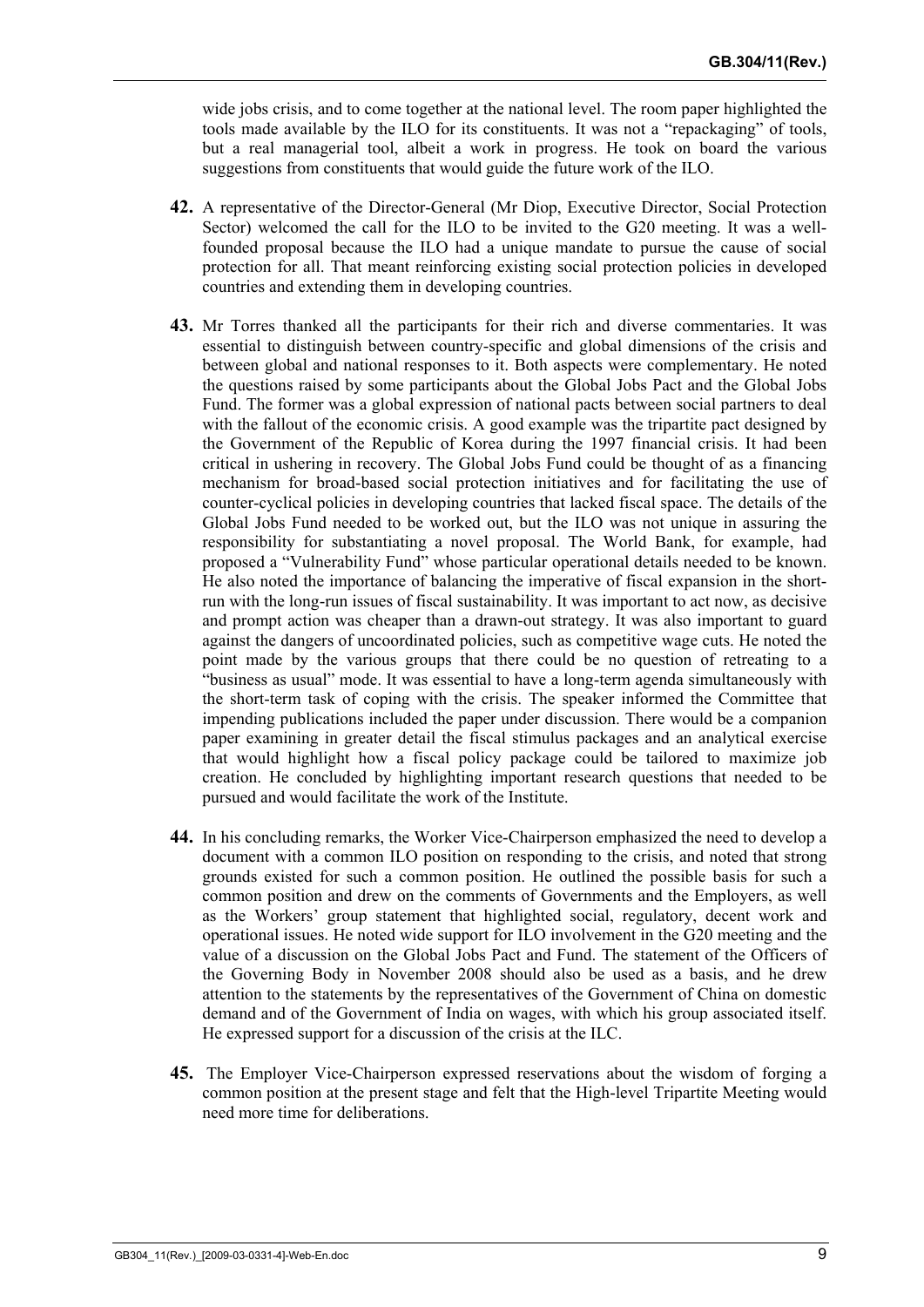wide jobs crisis, and to come together at the national level. The room paper highlighted the tools made available by the ILO for its constituents. It was not a "repackaging" of tools, but a real managerial tool, albeit a work in progress. He took on board the various suggestions from constituents that would guide the future work of the ILO.

**42.** A representative of the Director-General (Mr Diop, Executive Director, Social Protection Sector) welcomed the call for the ILO to be invited to the G20 meeting. It was a well-founded proposal because the ILO had a unique mandate to pursue the cause of social protection for all. That meant reinforcing existing social protection policies in developed countries and extending them in developing countries.

**43.** Mr Torres thanked all the participants for their rich and diverse commentaries. It was essential to distinguish between country-specific and global dimensions of the crisis and between global and national responses to it. Both aspects were complementary. He noted the questions raised by some participants about the Global Jobs Pact and the Global Jobs Fund. The former was a global expression of national pacts between social partners to deal with the fallout of the economic crisis. A good example was the tripartite pact designed by the Government of the Republic of Korea during the 1997 financial crisis. It had been critical in ushering in recovery. The Global Jobs Fund could be thought of as a financing mechanism for broad-based social protection initiatives and for facilitating the use of counter-cyclical policies in developing countries that lacked fiscal space. The details of the Global Jobs Fund needed to be worked out, but the ILO was not unique in assuring the responsibility for substantiating a novel proposal. The World Bank, for example, had proposed a "Vulnerability Fund" whose particular operational details needed to be known. He also noted the importance of balancing the imperative of fiscal expansion in the short-run with the long-run issues of fiscal sustainability. It was important to act now, as decisive and prompt action was cheaper than a drawn-out strategy. It was also important to guard against the dangers of uncoordinated policies, such as competitive wage cuts. He noted the point made by the various groups that there could be no question of retreating to a "business as usual" mode. It was essential to have a long-term agenda simultaneously with the short-term task of coping with the crisis. The speaker informed the Committee that impending publications included the paper under discussion. There would be a companion paper examining in greater detail the fiscal stimulus packages and an analytical exercise that would highlight how a fiscal policy package could be tailored to maximize job creation. He concluded by highlighting important research questions that needed to be pursued and would facilitate the work of the Institute.

**44.** In his concluding remarks, the Worker Vice-Chairperson emphasized the need to develop a document with a common ILO position on responding to the crisis, and noted that strong grounds existed for such a common position. He outlined the possible basis for such a common position and drew on the comments of Governments and the Employers, as well as the Workers' group statement that highlighted social, regulatory, decent work and operational issues. He noted wide support for ILO involvement in the G20 meeting and the value of a discussion on the Global Jobs Pact and Fund. The statement of the Officers of the Governing Body in November 2008 should also be used as a basis, and he drew attention to the statements by the representatives of the Government of China on domestic demand and of the Government of India on wages, with which his group associated itself. He expressed support for a discussion of the crisis at the ILC.

**45.** The Employer Vice-Chairperson expressed reservations about the wisdom of forging a common position at the present stage and felt that the High-level Tripartite Meeting would need more time for deliberations.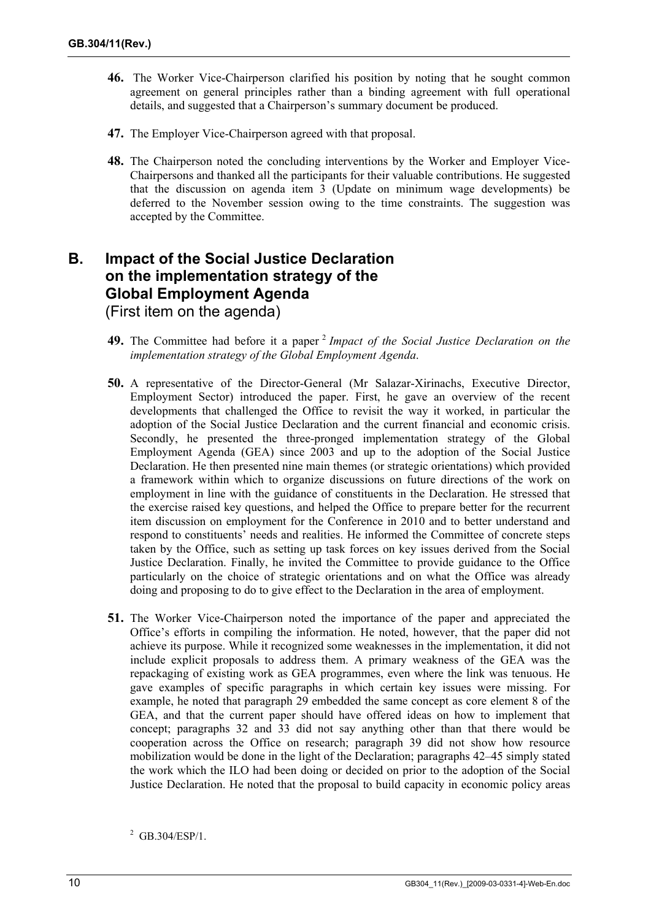**46.** The Worker Vice-Chairperson clarified his position by noting that he sought common agreement on general principles rather than a binding agreement with full operational details, and suggested that a Chairperson's summary document be produced.

**47.** The Employer Vice-Chairperson agreed with that proposal.

**48.** The Chairperson noted the concluding interventions by the Worker and Employer Vice-Chairpersons and thanked all the participants for their valuable contributions. He suggested that the discussion on agenda item 3 (Update on minimum wage developments) be deferred to the November session owing to the time constraints. The suggestion was accepted by the Committee.

## B. Impact of the Social Justice Declaration on the implementation strategy of the Global Employment Agenda
(First item on the agenda)

**49.** The Committee had before it a paper [2] *Impact of the Social Justice Declaration on the implementation strategy of the Global Employment Agenda*.

**50.** A representative of the Director-General (Mr Salazar-Xirinachs, Executive Director, Employment Sector) introduced the paper. First, he gave an overview of the recent developments that challenged the Office to revisit the way it worked, in particular the adoption of the Social Justice Declaration and the current financial and economic crisis. Secondly, he presented the three-pronged implementation strategy of the Global Employment Agenda (GEA) since 2003 and up to the adoption of the Social Justice Declaration. He then presented nine main themes (or strategic orientations) which provided a framework within which to organize discussions on future directions of the work on employment in line with the guidance of constituents in the Declaration. He stressed that the exercise raised key questions, and helped the Office to prepare better for the recurrent item discussion on employment for the Conference in 2010 and to better understand and respond to constituents' needs and realities. He informed the Committee of concrete steps taken by the Office, such as setting up task forces on key issues derived from the Social Justice Declaration. Finally, he invited the Committee to provide guidance to the Office particularly on the choice of strategic orientations and on what the Office was already doing and proposing to do to give effect to the Declaration in the area of employment.

**51.** The Worker Vice-Chairperson noted the importance of the paper and appreciated the Office's efforts in compiling the information. He noted, however, that the paper did not achieve its purpose. While it recognized some weaknesses in the implementation, it did not include explicit proposals to address them. A primary weakness of the GEA was the repackaging of existing work as GEA programmes, even where the link was tenuous. He gave examples of specific paragraphs in which certain key issues were missing. For example, he noted that paragraph 29 embedded the same concept as core element 8 of the GEA, and that the current paper should have offered ideas on how to implement that concept; paragraphs 32 and 33 did not say anything other than that there would be cooperation across the Office on research; paragraph 39 did not show how resource mobilization would be done in the light of the Declaration; paragraphs 42–45 simply stated the work which the ILO had been doing or decided on prior to the adoption of the Social Justice Declaration. He noted that the proposal to build capacity in economic policy areas

[2] GB.304/ESP/1.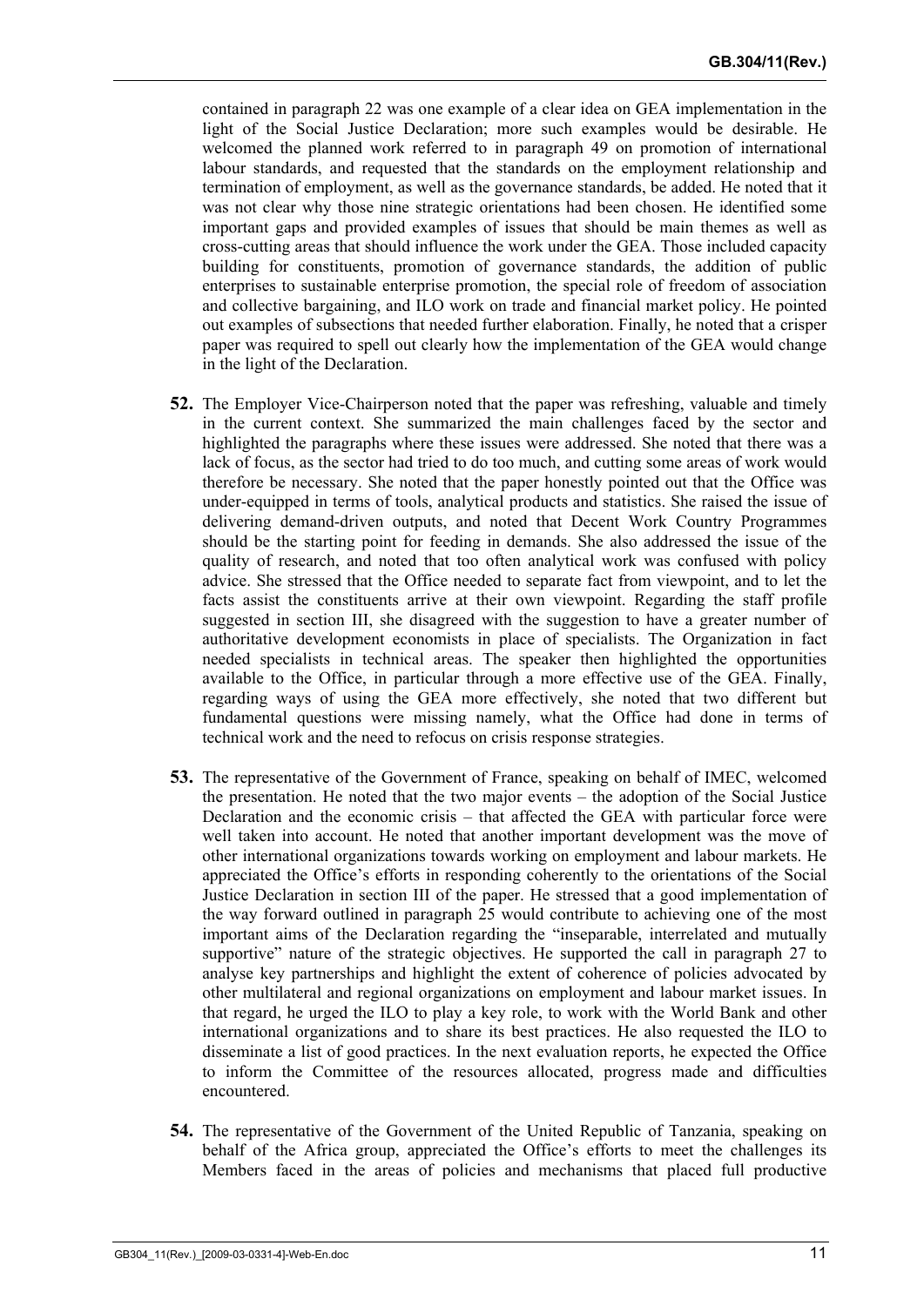contained in paragraph 22 was one example of a clear idea on GEA implementation in the light of the Social Justice Declaration; more such examples would be desirable. He welcomed the planned work referred to in paragraph 49 on promotion of international labour standards, and requested that the standards on the employment relationship and termination of employment, as well as the governance standards, be added. He noted that it was not clear why those nine strategic orientations had been chosen. He identified some important gaps and provided examples of issues that should be main themes as well as cross-cutting areas that should influence the work under the GEA. Those included capacity building for constituents, promotion of governance standards, the addition of public enterprises to sustainable enterprise promotion, the special role of freedom of association and collective bargaining, and ILO work on trade and financial market policy. He pointed out examples of subsections that needed further elaboration. Finally, he noted that a crisper paper was required to spell out clearly how the implementation of the GEA would change in the light of the Declaration.

**52.** The Employer Vice-Chairperson noted that the paper was refreshing, valuable and timely in the current context. She summarized the main challenges faced by the sector and highlighted the paragraphs where these issues were addressed. She noted that there was a lack of focus, as the sector had tried to do too much, and cutting some areas of work would therefore be necessary. She noted that the paper honestly pointed out that the Office was under-equipped in terms of tools, analytical products and statistics. She raised the issue of delivering demand-driven outputs, and noted that Decent Work Country Programmes should be the starting point for feeding in demands. She also addressed the issue of the quality of research, and noted that too often analytical work was confused with policy advice. She stressed that the Office needed to separate fact from viewpoint, and to let the facts assist the constituents arrive at their own viewpoint. Regarding the staff profile suggested in section III, she disagreed with the suggestion to have a greater number of authoritative development economists in place of specialists. The Organization in fact needed specialists in technical areas. The speaker then highlighted the opportunities available to the Office, in particular through a more effective use of the GEA. Finally, regarding ways of using the GEA more effectively, she noted that two different but fundamental questions were missing namely, what the Office had done in terms of technical work and the need to refocus on crisis response strategies.

**53.** The representative of the Government of France, speaking on behalf of IMEC, welcomed the presentation. He noted that the two major events – the adoption of the Social Justice Declaration and the economic crisis – that affected the GEA with particular force were well taken into account. He noted that another important development was the move of other international organizations towards working on employment and labour markets. He appreciated the Office's efforts in responding coherently to the orientations of the Social Justice Declaration in section III of the paper. He stressed that a good implementation of the way forward outlined in paragraph 25 would contribute to achieving one of the most important aims of the Declaration regarding the "inseparable, interrelated and mutually supportive" nature of the strategic objectives. He supported the call in paragraph 27 to analyse key partnerships and highlight the extent of coherence of policies advocated by other multilateral and regional organizations on employment and labour market issues. In that regard, he urged the ILO to play a key role, to work with the World Bank and other international organizations and to share its best practices. He also requested the ILO to disseminate a list of good practices. In the next evaluation reports, he expected the Office to inform the Committee of the resources allocated, progress made and difficulties encountered.

**54.** The representative of the Government of the United Republic of Tanzania, speaking on behalf of the Africa group, appreciated the Office's efforts to meet the challenges its Members faced in the areas of policies and mechanisms that placed full productive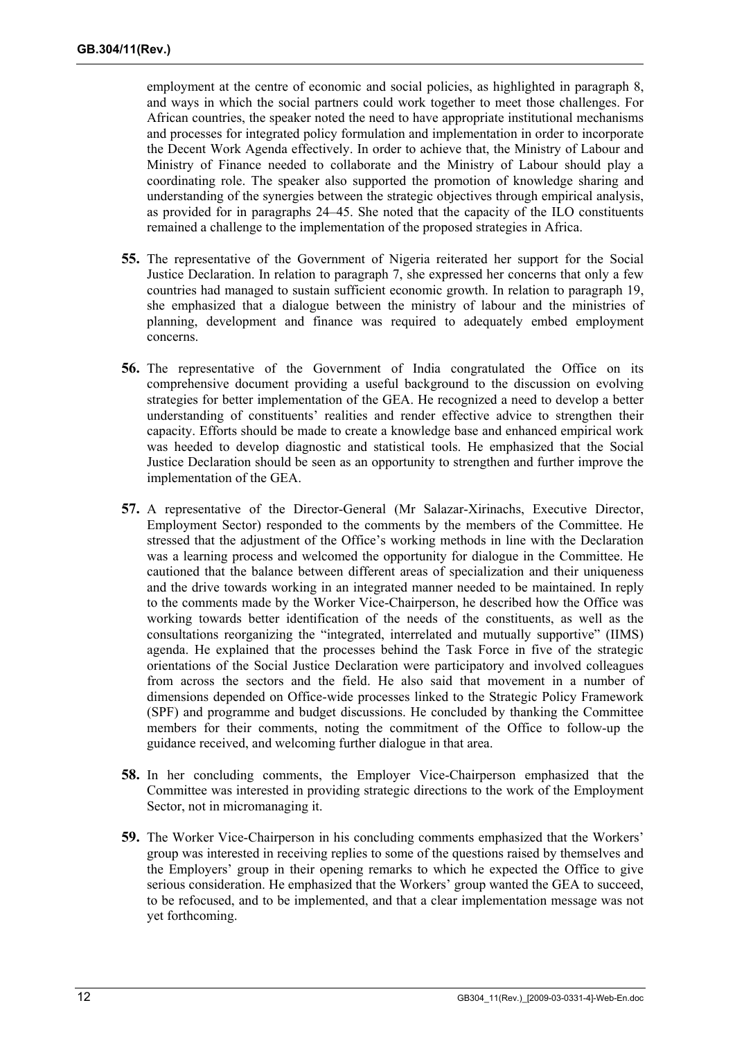employment at the centre of economic and social policies, as highlighted in paragraph 8, and ways in which the social partners could work together to meet those challenges. For African countries, the speaker noted the need to have appropriate institutional mechanisms and processes for integrated policy formulation and implementation in order to incorporate the Decent Work Agenda effectively. In order to achieve that, the Ministry of Labour and Ministry of Finance needed to collaborate and the Ministry of Labour should play a coordinating role. The speaker also supported the promotion of knowledge sharing and understanding of the synergies between the strategic objectives through empirical analysis, as provided for in paragraphs 24–45. She noted that the capacity of the ILO constituents remained a challenge to the implementation of the proposed strategies in Africa.

**55.** The representative of the Government of Nigeria reiterated her support for the Social Justice Declaration. In relation to paragraph 7, she expressed her concerns that only a few countries had managed to sustain sufficient economic growth. In relation to paragraph 19, she emphasized that a dialogue between the ministry of labour and the ministries of planning, development and finance was required to adequately embed employment concerns.

**56.** The representative of the Government of India congratulated the Office on its comprehensive document providing a useful background to the discussion on evolving strategies for better implementation of the GEA. He recognized a need to develop a better understanding of constituents' realities and render effective advice to strengthen their capacity. Efforts should be made to create a knowledge base and enhanced empirical work was heeded to develop diagnostic and statistical tools. He emphasized that the Social Justice Declaration should be seen as an opportunity to strengthen and further improve the implementation of the GEA.

**57.** A representative of the Director-General (Mr Salazar-Xirinachs, Executive Director, Employment Sector) responded to the comments by the members of the Committee. He stressed that the adjustment of the Office's working methods in line with the Declaration was a learning process and welcomed the opportunity for dialogue in the Committee. He cautioned that the balance between different areas of specialization and their uniqueness and the drive towards working in an integrated manner needed to be maintained. In reply to the comments made by the Worker Vice-Chairperson, he described how the Office was working towards better identification of the needs of the constituents, as well as the consultations reorganizing the "integrated, interrelated and mutually supportive" (IIMS) agenda. He explained that the processes behind the Task Force in five of the strategic orientations of the Social Justice Declaration were participatory and involved colleagues from across the sectors and the field. He also said that movement in a number of dimensions depended on Office-wide processes linked to the Strategic Policy Framework (SPF) and programme and budget discussions. He concluded by thanking the Committee members for their comments, noting the commitment of the Office to follow-up the guidance received, and welcoming further dialogue in that area.

**58.** In her concluding comments, the Employer Vice-Chairperson emphasized that the Committee was interested in providing strategic directions to the work of the Employment Sector, not in micromanaging it.

**59.** The Worker Vice-Chairperson in his concluding comments emphasized that the Workers' group was interested in receiving replies to some of the questions raised by themselves and the Employers' group in their opening remarks to which he expected the Office to give serious consideration. He emphasized that the Workers' group wanted the GEA to succeed, to be refocused, and to be implemented, and that a clear implementation message was not yet forthcoming.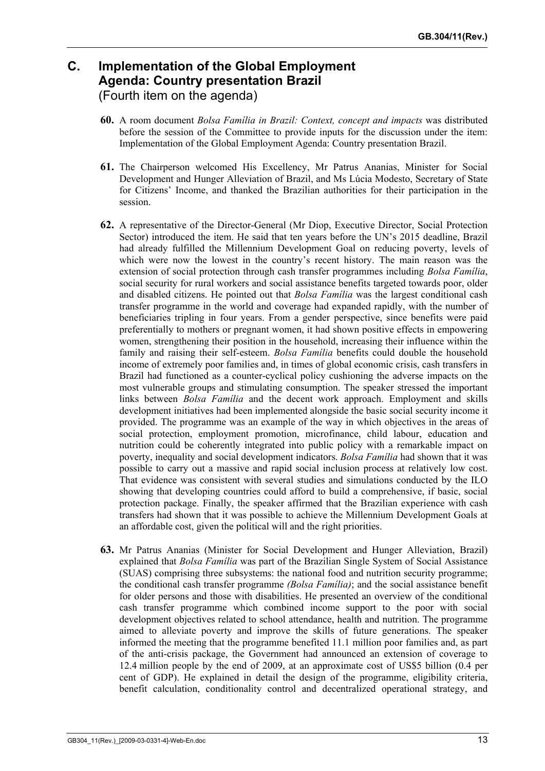## C. Implementation of the Global Employment Agenda: Country presentation Brazil
(Fourth item on the agenda)

**60.** A room document *Bolsa Família in Brazil: Context, concept and impacts* was distributed before the session of the Committee to provide inputs for the discussion under the item: Implementation of the Global Employment Agenda: Country presentation Brazil.

**61.** The Chairperson welcomed His Excellency, Mr Patrus Ananias, Minister for Social Development and Hunger Alleviation of Brazil, and Ms Lúcia Modesto, Secretary of State for Citizens' Income, and thanked the Brazilian authorities for their participation in the session.

**62.** A representative of the Director-General (Mr Diop, Executive Director, Social Protection Sector) introduced the item. He said that ten years before the UN's 2015 deadline, Brazil had already fulfilled the Millennium Development Goal on reducing poverty, levels of which were now the lowest in the country's recent history. The main reason was the extension of social protection through cash transfer programmes including *Bolsa Família*, social security for rural workers and social assistance benefits targeted towards poor, older and disabled citizens. He pointed out that *Bolsa Família* was the largest conditional cash transfer programme in the world and coverage had expanded rapidly, with the number of beneficiaries tripling in four years. From a gender perspective, since benefits were paid preferentially to mothers or pregnant women, it had shown positive effects in empowering women, strengthening their position in the household, increasing their influence within the family and raising their self-esteem. *Bolsa Família* benefits could double the household income of extremely poor families and, in times of global economic crisis, cash transfers in Brazil had functioned as a counter-cyclical policy cushioning the adverse impacts on the most vulnerable groups and stimulating consumption. The speaker stressed the important links between *Bolsa Família* and the decent work approach. Employment and skills development initiatives had been implemented alongside the basic social security income it provided. The programme was an example of the way in which objectives in the areas of social protection, employment promotion, microfinance, child labour, education and nutrition could be coherently integrated into public policy with a remarkable impact on poverty, inequality and social development indicators. *Bolsa Família* had shown that it was possible to carry out a massive and rapid social inclusion process at relatively low cost. That evidence was consistent with several studies and simulations conducted by the ILO showing that developing countries could afford to build a comprehensive, if basic, social protection package. Finally, the speaker affirmed that the Brazilian experience with cash transfers had shown that it was possible to achieve the Millennium Development Goals at an affordable cost, given the political will and the right priorities.

**63.** Mr Patrus Ananias (Minister for Social Development and Hunger Alleviation, Brazil) explained that *Bolsa Família* was part of the Brazilian Single System of Social Assistance (SUAS) comprising three subsystems: the national food and nutrition security programme; the conditional cash transfer programme *(Bolsa Família)*; and the social assistance benefit for older persons and those with disabilities. He presented an overview of the conditional cash transfer programme which combined income support to the poor with social development objectives related to school attendance, health and nutrition. The programme aimed to alleviate poverty and improve the skills of future generations. The speaker informed the meeting that the programme benefited 11.1 million poor families and, as part of the anti-crisis package, the Government had announced an extension of coverage to 12.4 million people by the end of 2009, at an approximate cost of US$5 billion (0.4 per cent of GDP). He explained in detail the design of the programme, eligibility criteria, benefit calculation, conditionality control and decentralized operational strategy, and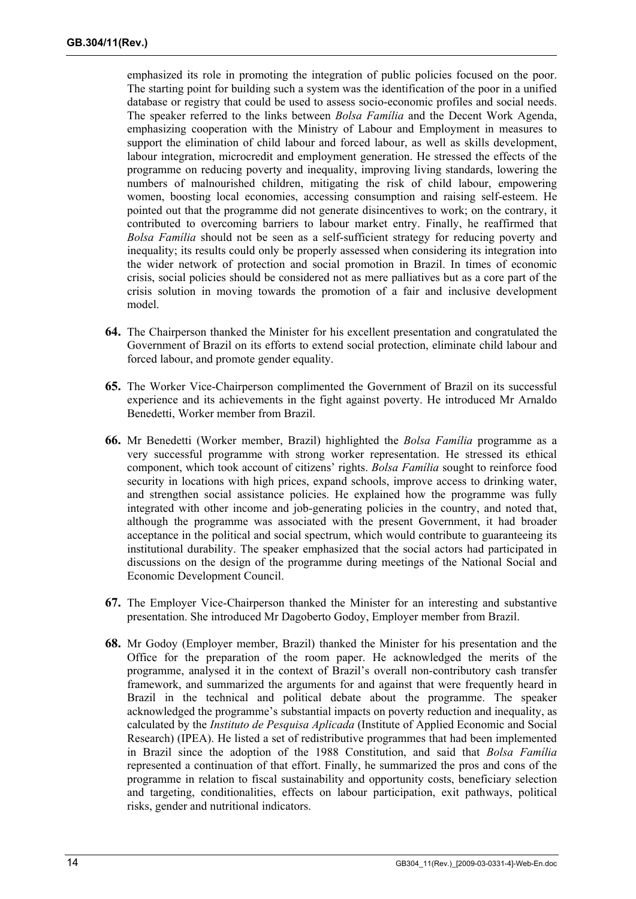emphasized its role in promoting the integration of public policies focused on the poor. The starting point for building such a system was the identification of the poor in a unified database or registry that could be used to assess socio-economic profiles and social needs. The speaker referred to the links between *Bolsa Família* and the Decent Work Agenda, emphasizing cooperation with the Ministry of Labour and Employment in measures to support the elimination of child labour and forced labour, as well as skills development, labour integration, microcredit and employment generation. He stressed the effects of the programme on reducing poverty and inequality, improving living standards, lowering the numbers of malnourished children, mitigating the risk of child labour, empowering women, boosting local economies, accessing consumption and raising self-esteem. He pointed out that the programme did not generate disincentives to work; on the contrary, it contributed to overcoming barriers to labour market entry. Finally, he reaffirmed that *Bolsa Família* should not be seen as a self-sufficient strategy for reducing poverty and inequality; its results could only be properly assessed when considering its integration into the wider network of protection and social promotion in Brazil. In times of economic crisis, social policies should be considered not as mere palliatives but as a core part of the crisis solution in moving towards the promotion of a fair and inclusive development model.

**64.** The Chairperson thanked the Minister for his excellent presentation and congratulated the Government of Brazil on its efforts to extend social protection, eliminate child labour and forced labour, and promote gender equality.

**65.** The Worker Vice-Chairperson complimented the Government of Brazil on its successful experience and its achievements in the fight against poverty. He introduced Mr Arnaldo Benedetti, Worker member from Brazil.

**66.** Mr Benedetti (Worker member, Brazil) highlighted the *Bolsa Família* programme as a very successful programme with strong worker representation. He stressed its ethical component, which took account of citizens' rights. *Bolsa Família* sought to reinforce food security in locations with high prices, expand schools, improve access to drinking water, and strengthen social assistance policies. He explained how the programme was fully integrated with other income and job-generating policies in the country, and noted that, although the programme was associated with the present Government, it had broader acceptance in the political and social spectrum, which would contribute to guaranteeing its institutional durability. The speaker emphasized that the social actors had participated in discussions on the design of the programme during meetings of the National Social and Economic Development Council.

**67.** The Employer Vice-Chairperson thanked the Minister for an interesting and substantive presentation. She introduced Mr Dagoberto Godoy, Employer member from Brazil.

**68.** Mr Godoy (Employer member, Brazil) thanked the Minister for his presentation and the Office for the preparation of the room paper. He acknowledged the merits of the programme, analysed it in the context of Brazil's overall non-contributory cash transfer framework, and summarized the arguments for and against that were frequently heard in Brazil in the technical and political debate about the programme. The speaker acknowledged the programme's substantial impacts on poverty reduction and inequality, as calculated by the *Instituto de Pesquisa Aplicada* (Institute of Applied Economic and Social Research) (IPEA). He listed a set of redistributive programmes that had been implemented in Brazil since the adoption of the 1988 Constitution, and said that *Bolsa Família* represented a continuation of that effort. Finally, he summarized the pros and cons of the programme in relation to fiscal sustainability and opportunity costs, beneficiary selection and targeting, conditionalities, effects on labour participation, exit pathways, political risks, gender and nutritional indicators.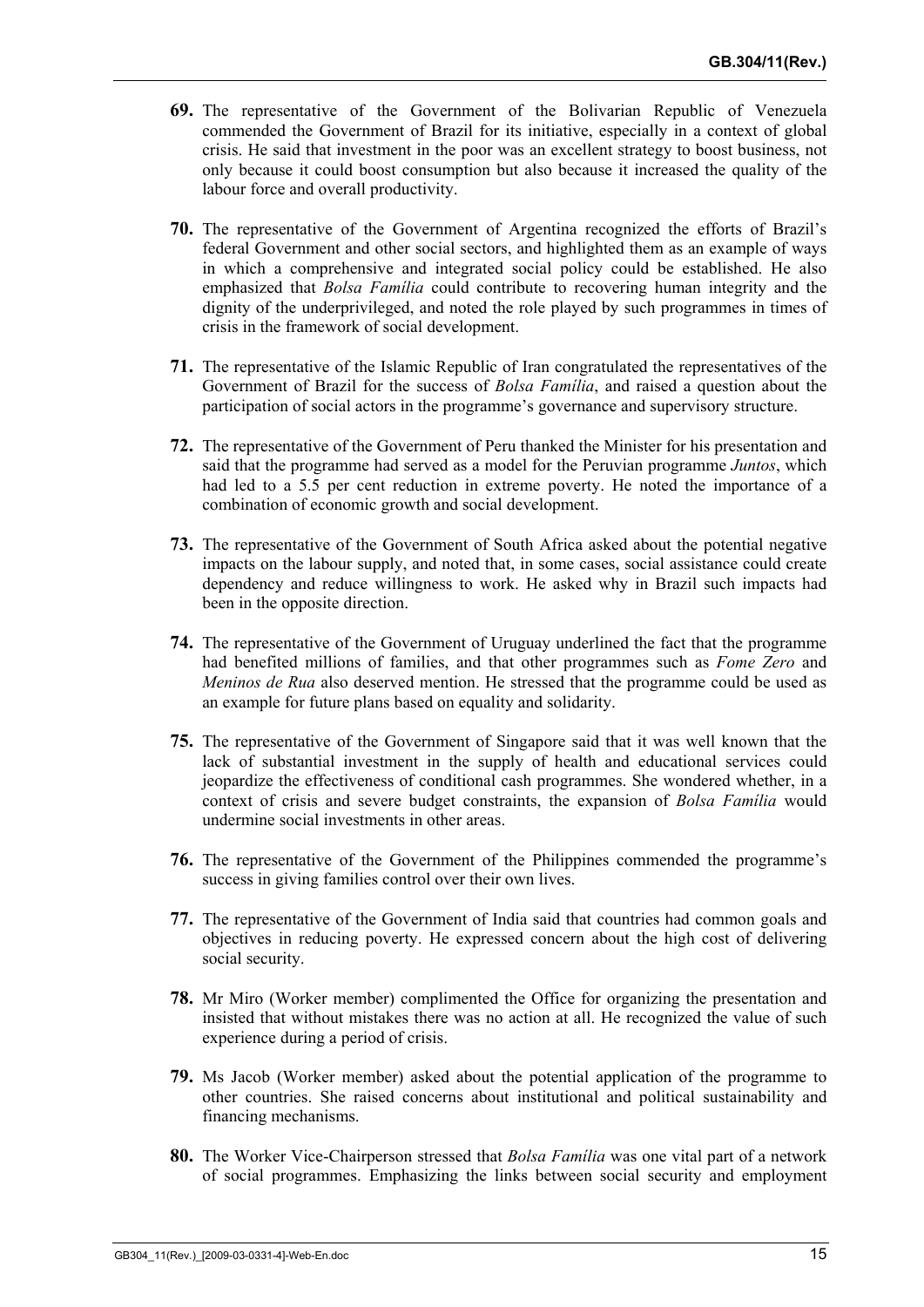**69.** The representative of the Government of the Bolivarian Republic of Venezuela commended the Government of Brazil for its initiative, especially in a context of global crisis. He said that investment in the poor was an excellent strategy to boost business, not only because it could boost consumption but also because it increased the quality of the labour force and overall productivity.

**70.** The representative of the Government of Argentina recognized the efforts of Brazil's federal Government and other social sectors, and highlighted them as an example of ways in which a comprehensive and integrated social policy could be established. He also emphasized that *Bolsa Família* could contribute to recovering human integrity and the dignity of the underprivileged, and noted the role played by such programmes in times of crisis in the framework of social development.

**71.** The representative of the Islamic Republic of Iran congratulated the representatives of the Government of Brazil for the success of *Bolsa Família*, and raised a question about the participation of social actors in the programme's governance and supervisory structure.

**72.** The representative of the Government of Peru thanked the Minister for his presentation and said that the programme had served as a model for the Peruvian programme *Juntos*, which had led to a 5.5 per cent reduction in extreme poverty. He noted the importance of a combination of economic growth and social development.

**73.** The representative of the Government of South Africa asked about the potential negative impacts on the labour supply, and noted that, in some cases, social assistance could create dependency and reduce willingness to work. He asked why in Brazil such impacts had been in the opposite direction.

**74.** The representative of the Government of Uruguay underlined the fact that the programme had benefited millions of families, and that other programmes such as *Fome Zero* and *Meninos de Rua* also deserved mention. He stressed that the programme could be used as an example for future plans based on equality and solidarity.

**75.** The representative of the Government of Singapore said that it was well known that the lack of substantial investment in the supply of health and educational services could jeopardize the effectiveness of conditional cash programmes. She wondered whether, in a context of crisis and severe budget constraints, the expansion of *Bolsa Família* would undermine social investments in other areas.

**76.** The representative of the Government of the Philippines commended the programme's success in giving families control over their own lives.

**77.** The representative of the Government of India said that countries had common goals and objectives in reducing poverty. He expressed concern about the high cost of delivering social security.

**78.** Mr Miro (Worker member) complimented the Office for organizing the presentation and insisted that without mistakes there was no action at all. He recognized the value of such experience during a period of crisis.

**79.** Ms Jacob (Worker member) asked about the potential application of the programme to other countries. She raised concerns about institutional and political sustainability and financing mechanisms.

**80.** The Worker Vice-Chairperson stressed that *Bolsa Família* was one vital part of a network of social programmes. Emphasizing the links between social security and employment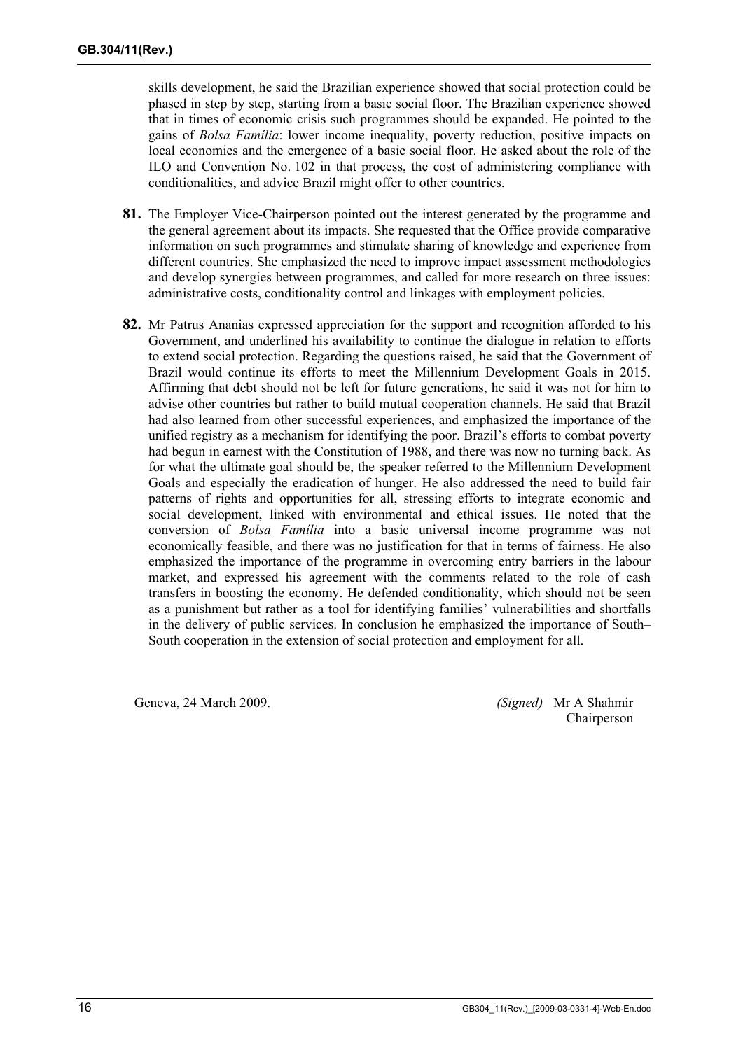skills development, he said the Brazilian experience showed that social protection could be phased in step by step, starting from a basic social floor. The Brazilian experience showed that in times of economic crisis such programmes should be expanded. He pointed to the gains of *Bolsa Família*: lower income inequality, poverty reduction, positive impacts on local economies and the emergence of a basic social floor. He asked about the role of the ILO and Convention No. 102 in that process, the cost of administering compliance with conditionalities, and advice Brazil might offer to other countries.

**81.** The Employer Vice-Chairperson pointed out the interest generated by the programme and the general agreement about its impacts. She requested that the Office provide comparative information on such programmes and stimulate sharing of knowledge and experience from different countries. She emphasized the need to improve impact assessment methodologies and develop synergies between programmes, and called for more research on three issues: administrative costs, conditionality control and linkages with employment policies.

**82.** Mr Patrus Ananias expressed appreciation for the support and recognition afforded to his Government, and underlined his availability to continue the dialogue in relation to efforts to extend social protection. Regarding the questions raised, he said that the Government of Brazil would continue its efforts to meet the Millennium Development Goals in 2015. Affirming that debt should not be left for future generations, he said it was not for him to advise other countries but rather to build mutual cooperation channels. He said that Brazil had also learned from other successful experiences, and emphasized the importance of the unified registry as a mechanism for identifying the poor. Brazil's efforts to combat poverty had begun in earnest with the Constitution of 1988, and there was now no turning back. As for what the ultimate goal should be, the speaker referred to the Millennium Development Goals and especially the eradication of hunger. He also addressed the need to build fair patterns of rights and opportunities for all, stressing efforts to integrate economic and social development, linked with environmental and ethical issues. He noted that the conversion of *Bolsa Família* into a basic universal income programme was not economically feasible, and there was no justification for that in terms of fairness. He also emphasized the importance of the programme in overcoming entry barriers in the labour market, and expressed his agreement with the comments related to the role of cash transfers in boosting the economy. He defended conditionality, which should not be seen as a punishment but rather as a tool for identifying families' vulnerabilities and shortfalls in the delivery of public services. In conclusion he emphasized the importance of South–South cooperation in the extension of social protection and employment for all.

Geneva, 24 March 2009.

*(Signed)* Mr A Shahmir
Chairperson